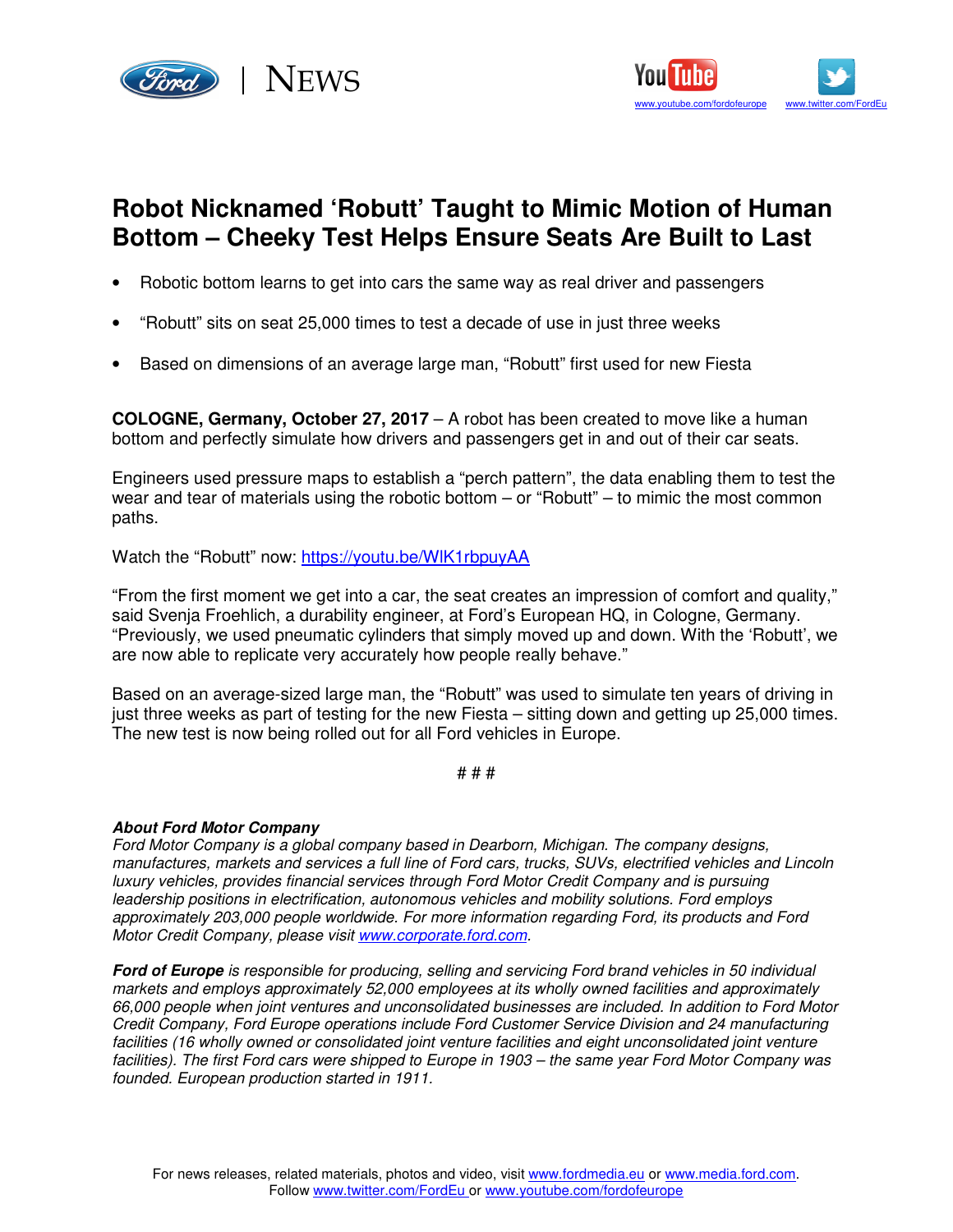Ford | NEWS

www.youtube.com/fordofeurope www.twitter.com/FordEu

# Robot Nicknamed 'Robutt' Taught to Mimic Motion of Human Bottom – Cheeky Test Helps Ensure Seats Are Built to Last

- Robotic bottom learns to get into cars the same way as real driver and passengers
- "Robutt" sits on seat 25,000 times to test a decade of use in just three weeks
- Based on dimensions of an average large man, "Robutt" first used for new Fiesta

**COLOGNE, Germany, October 27, 2017** – A robot has been created to move like a human bottom and perfectly simulate how drivers and passengers get in and out of their car seats.

Engineers used pressure maps to establish a "perch pattern", the data enabling them to test the wear and tear of materials using the robotic bottom – or "Robutt" – to mimic the most common paths.

Watch the "Robutt" now: https://youtu.be/WIK1rbpuyAA

"From the first moment we get into a car, the seat creates an impression of comfort and quality," said Svenja Froehlich, a durability engineer, at Ford's European HQ, in Cologne, Germany. "Previously, we used pneumatic cylinders that simply moved up and down. With the 'Robutt', we are now able to replicate very accurately how people really behave."

Based on an average-sized large man, the "Robutt" was used to simulate ten years of driving in just three weeks as part of testing for the new Fiesta – sitting down and getting up 25,000 times. The new test is now being rolled out for all Ford vehicles in Europe.

# # #

***About Ford Motor Company***
*Ford Motor Company is a global company based in Dearborn, Michigan. The company designs, manufactures, markets and services a full line of Ford cars, trucks, SUVs, electrified vehicles and Lincoln luxury vehicles, provides financial services through Ford Motor Credit Company and is pursuing leadership positions in electrification, autonomous vehicles and mobility solutions. Ford employs approximately 203,000 people worldwide. For more information regarding Ford, its products and Ford Motor Credit Company, please visit www.corporate.ford.com.*

***Ford of Europe*** *is responsible for producing, selling and servicing Ford brand vehicles in 50 individual markets and employs approximately 52,000 employees at its wholly owned facilities and approximately 66,000 people when joint ventures and unconsolidated businesses are included. In addition to Ford Motor Credit Company, Ford Europe operations include Ford Customer Service Division and 24 manufacturing facilities (16 wholly owned or consolidated joint venture facilities and eight unconsolidated joint venture facilities). The first Ford cars were shipped to Europe in 1903 – the same year Ford Motor Company was founded. European production started in 1911.*

For news releases, related materials, photos and video, visit www.fordmedia.eu or www.media.ford.com.
Follow www.twitter.com/FordEu or www.youtube.com/fordofeurope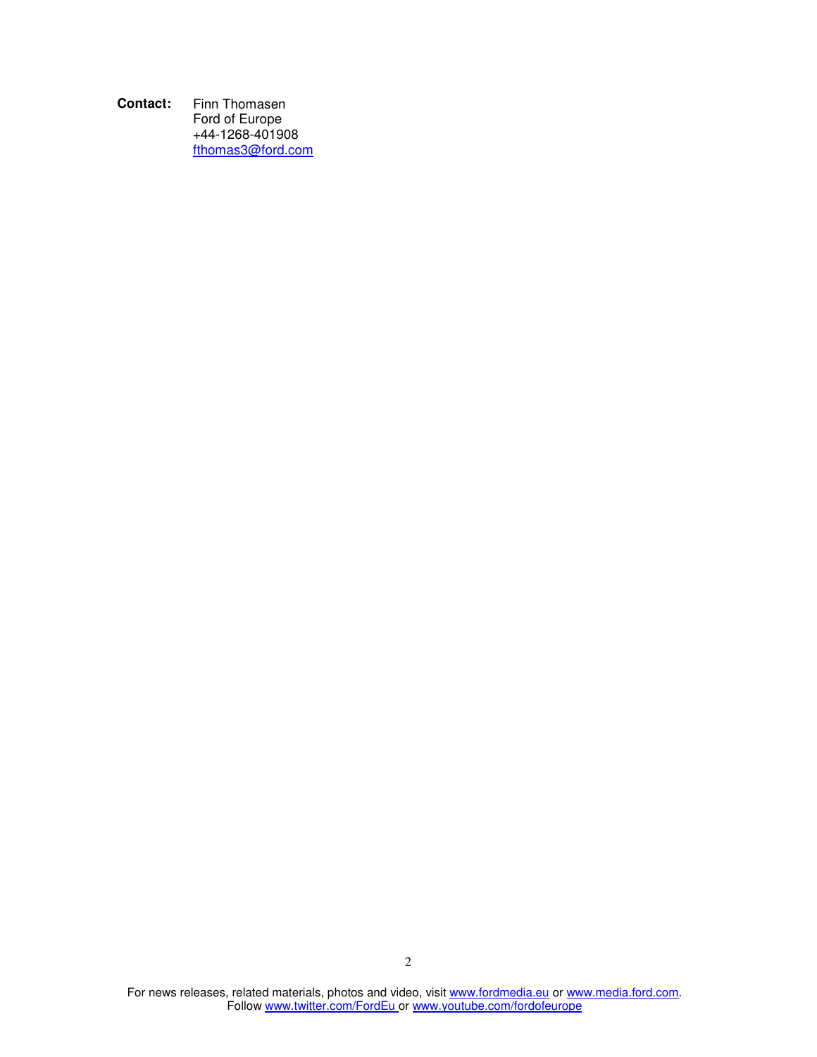**Contact:** Finn Thomasen
Ford of Europe
+44-1268-401908
fthomas3@ford.com